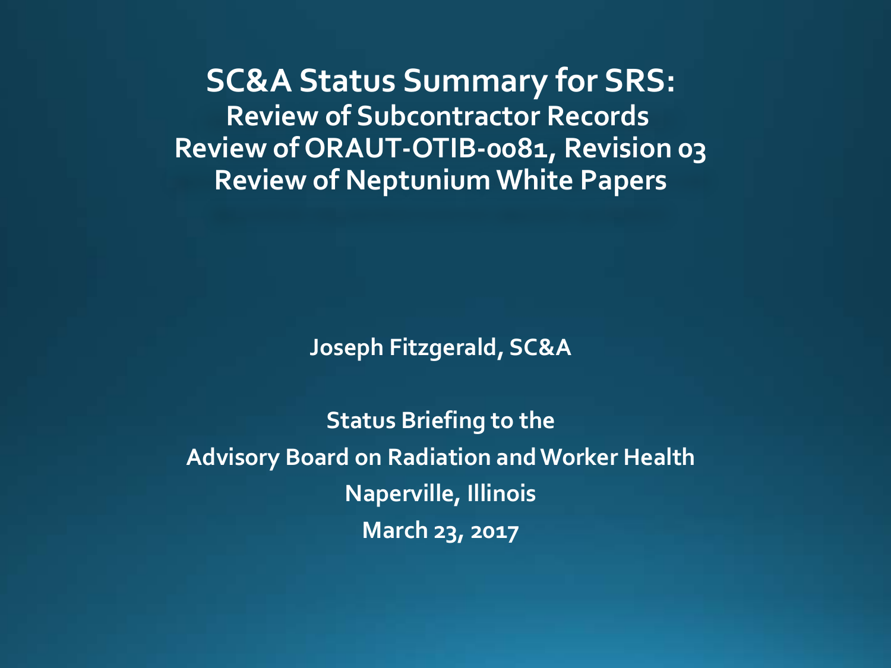# SC&A Status Summary for SRS:

## Review of Subcontractor Records
## Review of ORAUT-OTIB-0081, Revision 03
## Review of Neptunium White Papers

**Joseph Fitzgerald, SC&A**

**Status Briefing to the**

**Advisory Board on Radiation and Worker Health**

**Naperville, Illinois**

**March 23, 2017**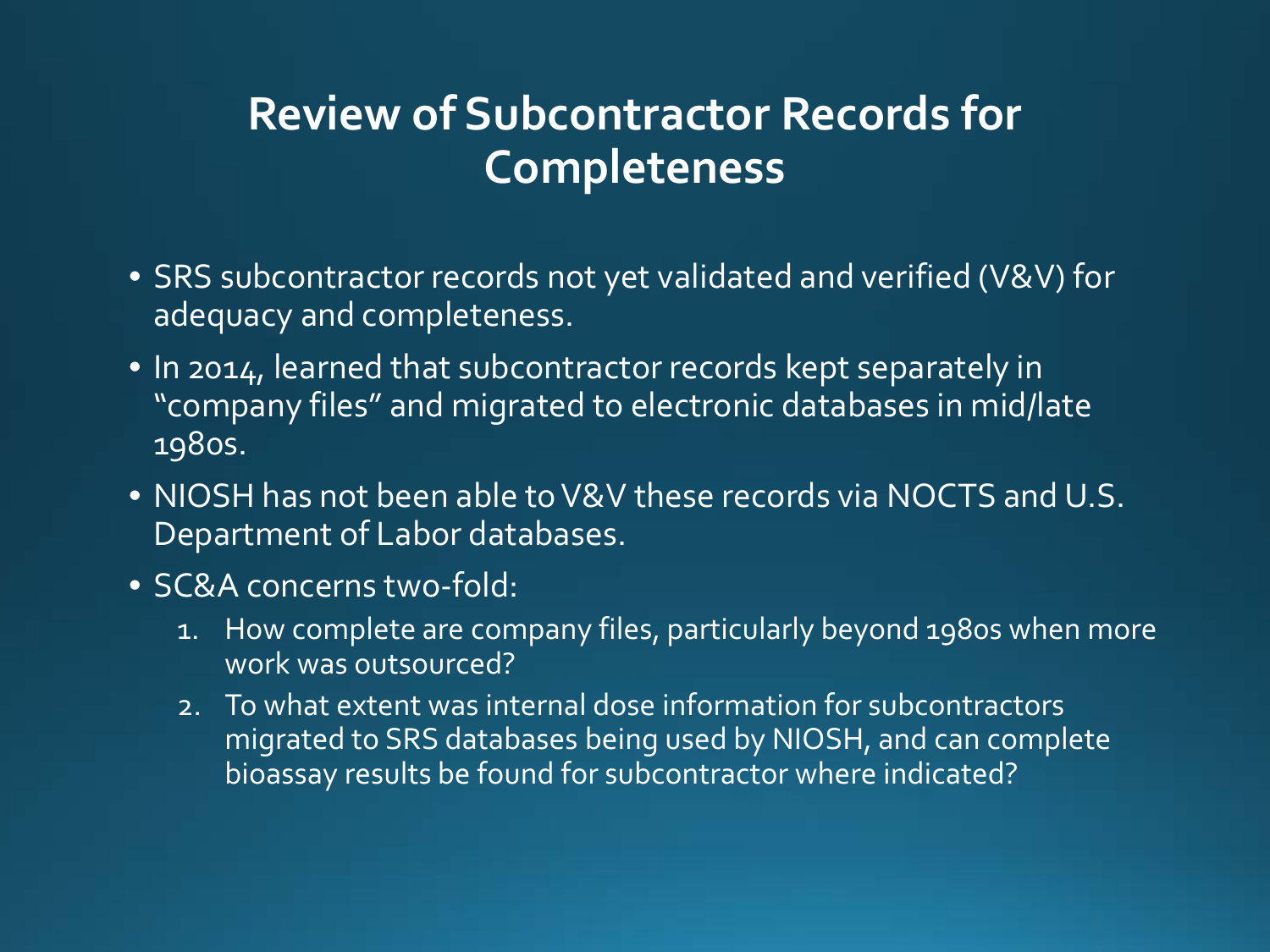# Review of Subcontractor Records for Completeness

- SRS subcontractor records not yet validated and verified (V&V) for adequacy and completeness.
- In 2014, learned that subcontractor records kept separately in "company files" and migrated to electronic databases in mid/late 1980s.
- NIOSH has not been able to V&V these records via NOCTS and U.S. Department of Labor databases.
- SC&A concerns two-fold:
  1. How complete are company files, particularly beyond 1980s when more work was outsourced?
  2. To what extent was internal dose information for subcontractors migrated to SRS databases being used by NIOSH, and can complete bioassay results be found for subcontractor where indicated?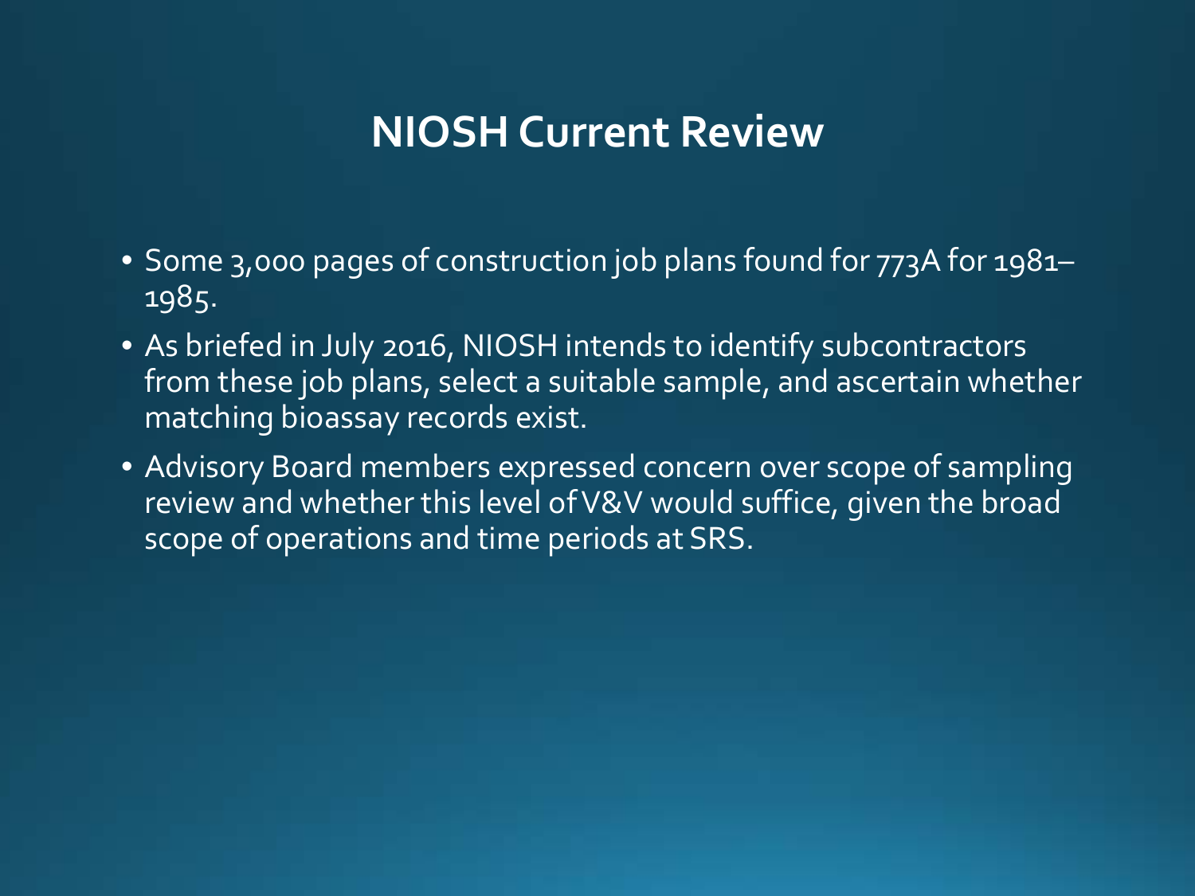# NIOSH Current Review

- Some 3,000 pages of construction job plans found for 773A for 1981–1985.
- As briefed in July 2016, NIOSH intends to identify subcontractors from these job plans, select a suitable sample, and ascertain whether matching bioassay records exist.
- Advisory Board members expressed concern over scope of sampling review and whether this level of V&V would suffice, given the broad scope of operations and time periods at SRS.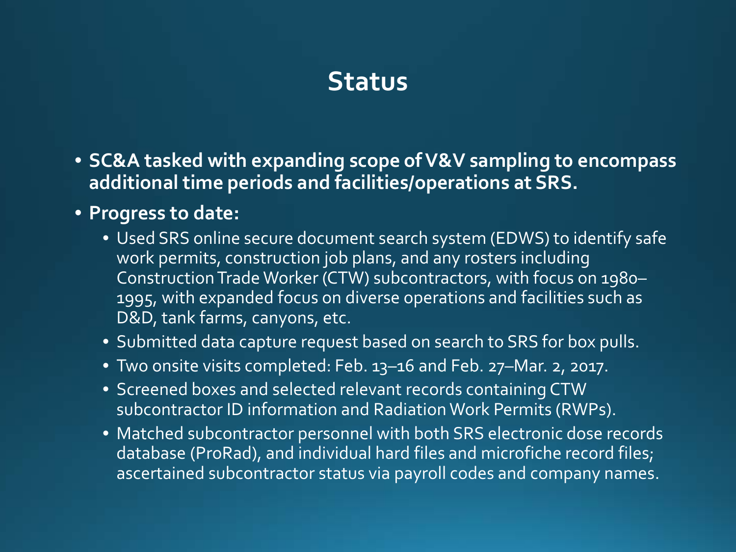# Status

- **SC&A tasked with expanding scope of V&V sampling to encompass additional time periods and facilities/operations at SRS.**
- **Progress to date:**
  - Used SRS online secure document search system (EDWS) to identify safe work permits, construction job plans, and any rosters including Construction Trade Worker (CTW) subcontractors, with focus on 1980–1995, with expanded focus on diverse operations and facilities such as D&D, tank farms, canyons, etc.
  - Submitted data capture request based on search to SRS for box pulls.
  - Two onsite visits completed: Feb. 13–16 and Feb. 27–Mar. 2, 2017.
  - Screened boxes and selected relevant records containing CTW subcontractor ID information and Radiation Work Permits (RWPs).
  - Matched subcontractor personnel with both SRS electronic dose records database (ProRad), and individual hard files and microfiche record files; ascertained subcontractor status via payroll codes and company names.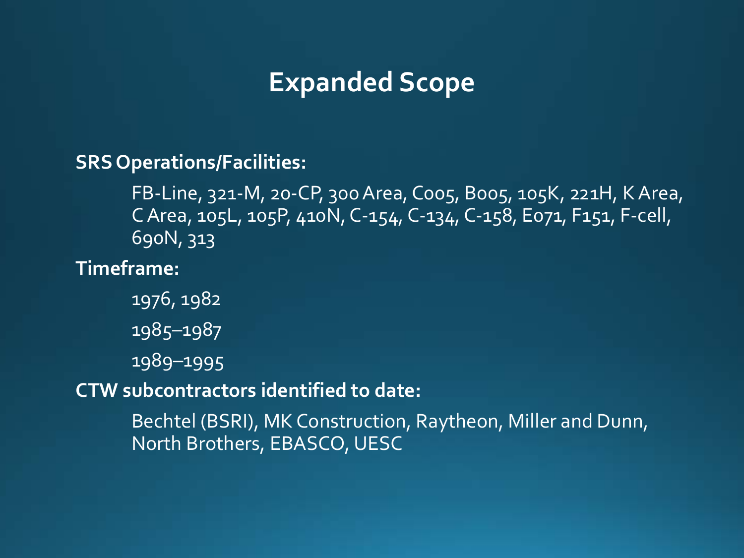# Expanded Scope

**SRS Operations/Facilities:**

FB-Line, 321-M, 20-CP, 300 Area, C005, B005, 105K, 221H, K Area, C Area, 105L, 105P, 410N, C-154, C-134, C-158, E071, F151, F-cell, 690N, 313

**Timeframe:**

1976, 1982

1985–1987

1989–1995

**CTW subcontractors identified to date:**

Bechtel (BSRI), MK Construction, Raytheon, Miller and Dunn, North Brothers, EBASCO, UESC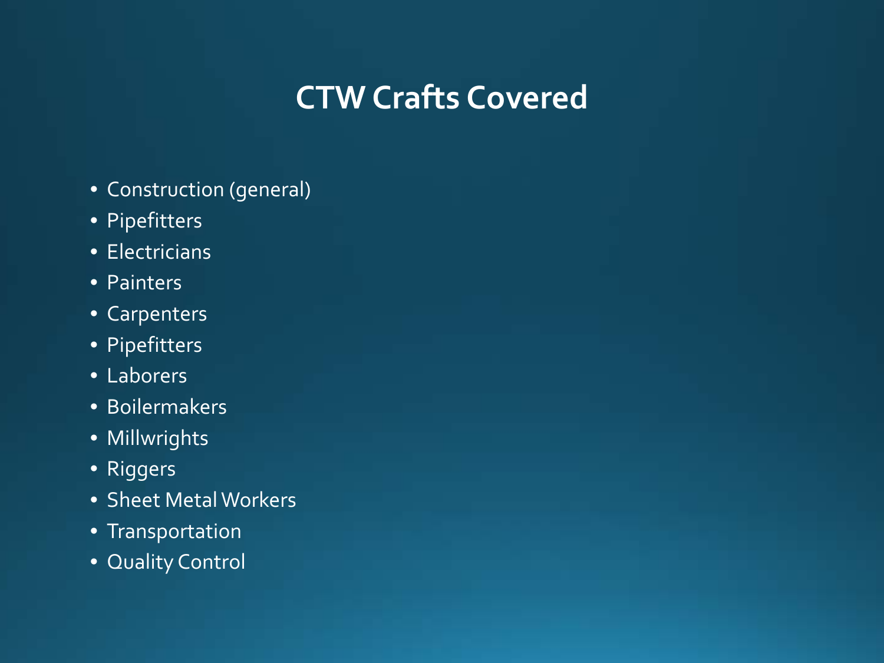# CTW Crafts Covered

- Construction (general)
- Pipefitters
- Electricians
- Painters
- Carpenters
- Pipefitters
- Laborers
- Boilermakers
- Millwrights
- Riggers
- Sheet Metal Workers
- Transportation
- Quality Control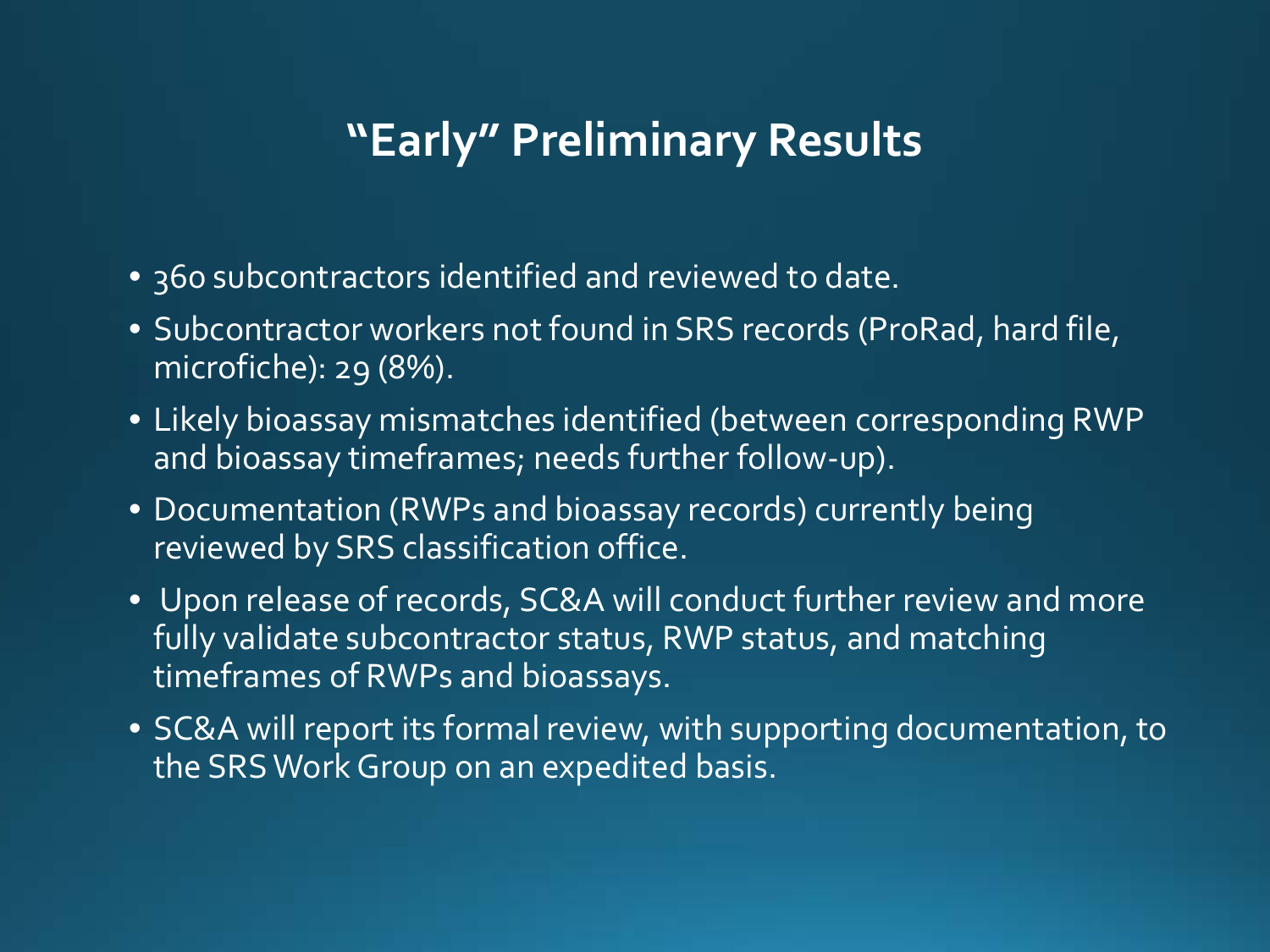# "Early" Preliminary Results

- 360 subcontractors identified and reviewed to date.
- Subcontractor workers not found in SRS records (ProRad, hard file, microfiche): 29 (8%).
- Likely bioassay mismatches identified (between corresponding RWP and bioassay timeframes; needs further follow-up).
- Documentation (RWPs and bioassay records) currently being reviewed by SRS classification office.
- Upon release of records, SC&A will conduct further review and more fully validate subcontractor status, RWP status, and matching timeframes of RWPs and bioassays.
- SC&A will report its formal review, with supporting documentation, to the SRS Work Group on an expedited basis.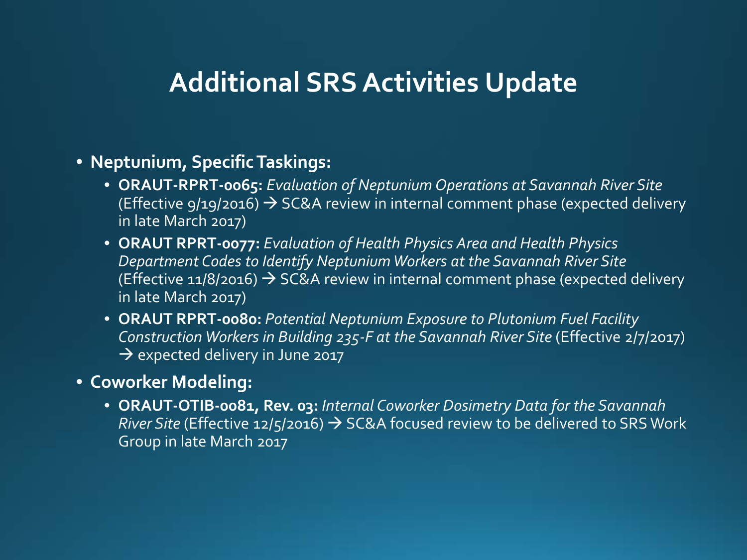# Additional SRS Activities Update

- **Neptunium, Specific Taskings:**
  - **ORAUT-RPRT-0065:** *Evaluation of Neptunium Operations at Savannah River Site* (Effective 9/19/2016) → SC&A review in internal comment phase (expected delivery in late March 2017)
  - **ORAUT RPRT-0077:** *Evaluation of Health Physics Area and Health Physics Department Codes to Identify Neptunium Workers at the Savannah River Site* (Effective 11/8/2016) → SC&A review in internal comment phase (expected delivery in late March 2017)
  - **ORAUT RPRT-0080:** *Potential Neptunium Exposure to Plutonium Fuel Facility Construction Workers in Building 235-F at the Savannah River Site* (Effective 2/7/2017) → expected delivery in June 2017
- **Coworker Modeling:**
  - **ORAUT-OTIB-0081, Rev. 03:** *Internal Coworker Dosimetry Data for the Savannah River Site* (Effective 12/5/2016) → SC&A focused review to be delivered to SRS Work Group in late March 2017